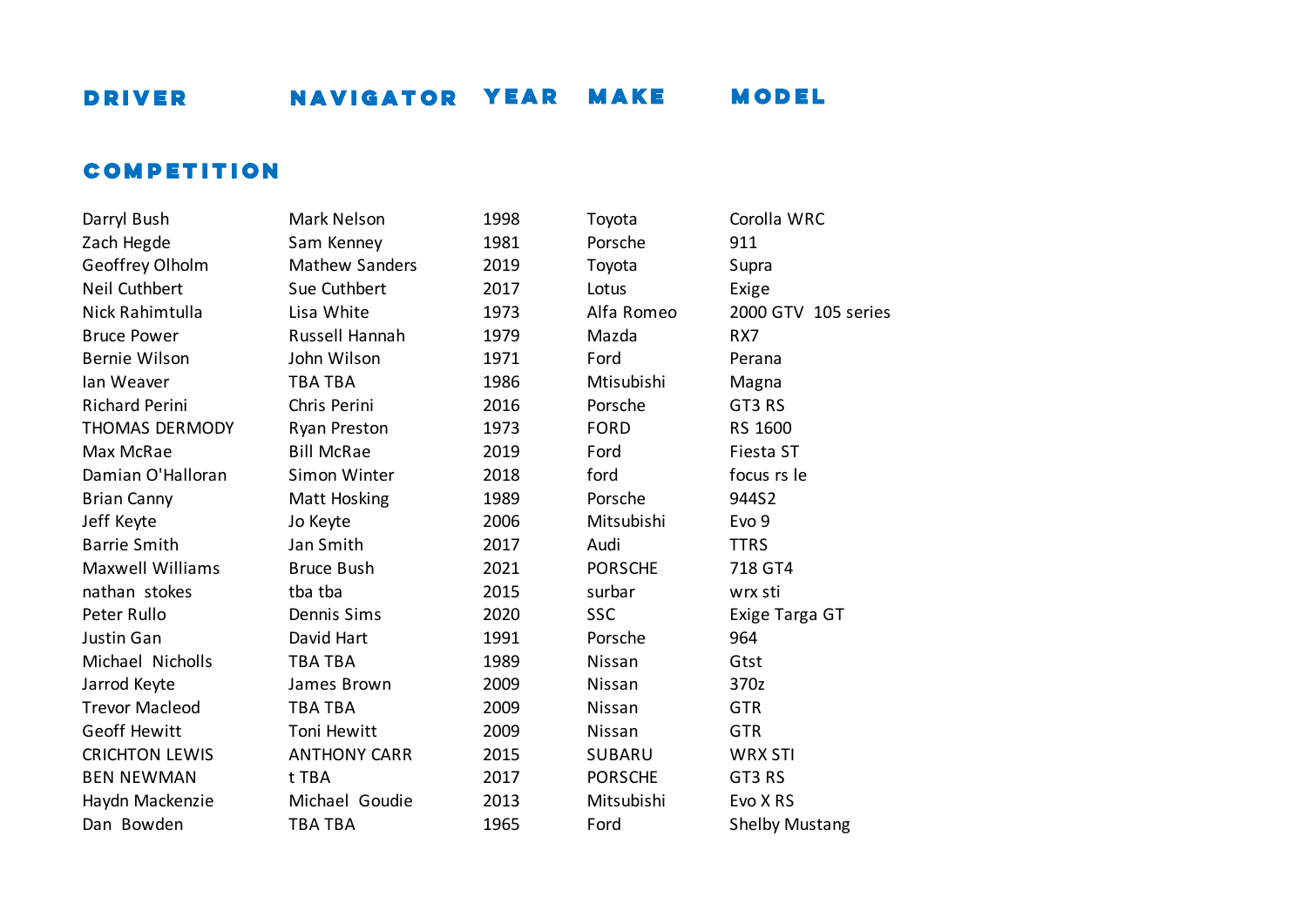| DRIVER | NAVIGATOR | YEAR | MAKE | MODEL |
|---|---|---|---|---|
| **COMPETITION** | | | | |
| Darryl Bush | Mark Nelson | 1998 | Toyota | Corolla WRC |
| Zach Hegde | Sam Kenney | 1981 | Porsche | 911 |
| Geoffrey Olholm | Mathew Sanders | 2019 | Toyota | Supra |
| Neil Cuthbert | Sue Cuthbert | 2017 | Lotus | Exige |
| Nick Rahimtulla | Lisa White | 1973 | Alfa Romeo | 2000 GTV 105 series |
| Bruce Power | Russell Hannah | 1979 | Mazda | RX7 |
| Bernie Wilson | John Wilson | 1971 | Ford | Perana |
| Ian Weaver | TBA TBA | 1986 | Mtisubishi | Magna |
| Richard Perini | Chris Perini | 2016 | Porsche | GT3 RS |
| THOMAS DERMODY | Ryan Preston | 1973 | FORD | RS 1600 |
| Max McRae | Bill McRae | 2019 | Ford | Fiesta ST |
| Damian O'Halloran | Simon Winter | 2018 | ford | focus rs le |
| Brian Canny | Matt Hosking | 1989 | Porsche | 944S2 |
| Jeff Keyte | Jo Keyte | 2006 | Mitsubishi | Evo 9 |
| Barrie Smith | Jan Smith | 2017 | Audi | TTRS |
| Maxwell Williams | Bruce Bush | 2021 | PORSCHE | 718 GT4 |
| nathan stokes | tba tba | 2015 | surbar | wrx sti |
| Peter Rullo | Dennis Sims | 2020 | SSC | Exige Targa GT |
| Justin Gan | David Hart | 1991 | Porsche | 964 |
| Michael Nicholls | TBA TBA | 1989 | Nissan | Gtst |
| Jarrod Keyte | James Brown | 2009 | Nissan | 370z |
| Trevor Macleod | TBA TBA | 2009 | Nissan | GTR |
| Geoff Hewitt | Toni Hewitt | 2009 | Nissan | GTR |
| CRICHTON LEWIS | ANTHONY CARR | 2015 | SUBARU | WRX STI |
| BEN NEWMAN | t TBA | 2017 | PORSCHE | GT3 RS |
| Haydn Mackenzie | Michael Goudie | 2013 | Mitsubishi | Evo X RS |
| Dan Bowden | TBA TBA | 1965 | Ford | Shelby Mustang |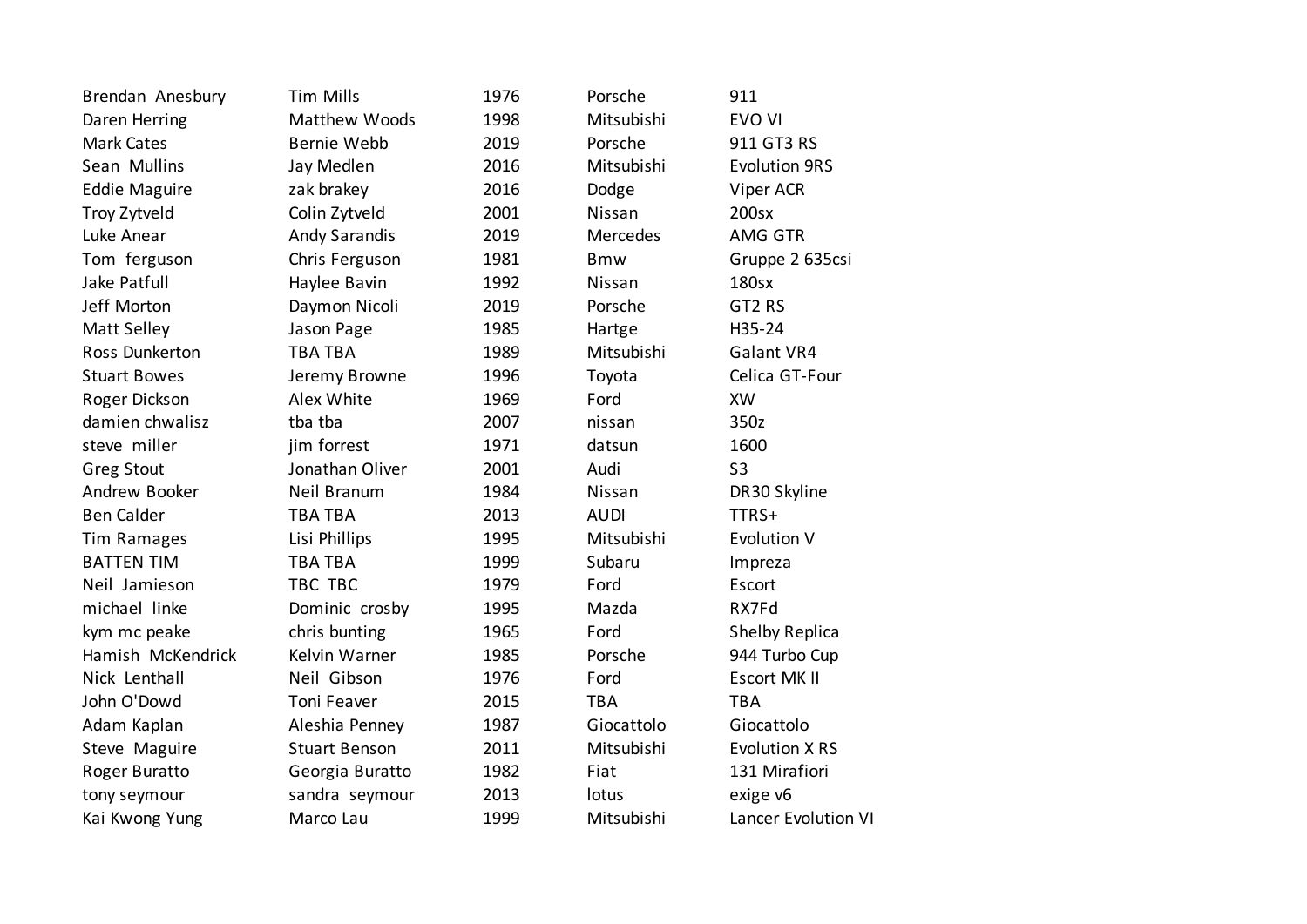| | | | | |
|---|---|---|---|---|
| Brendan Anesbury | Tim Mills | 1976 | Porsche | 911 |
| Daren Herring | Matthew Woods | 1998 | Mitsubishi | EVO VI |
| Mark Cates | Bernie Webb | 2019 | Porsche | 911 GT3 RS |
| Sean Mullins | Jay Medlen | 2016 | Mitsubishi | Evolution 9RS |
| Eddie Maguire | zak brakey | 2016 | Dodge | Viper ACR |
| Troy Zytveld | Colin Zytveld | 2001 | Nissan | 200sx |
| Luke Anear | Andy Sarandis | 2019 | Mercedes | AMG GTR |
| Tom ferguson | Chris Ferguson | 1981 | Bmw | Gruppe 2 635csi |
| Jake Patfull | Haylee Bavin | 1992 | Nissan | 180sx |
| Jeff Morton | Daymon Nicoli | 2019 | Porsche | GT2 RS |
| Matt Selley | Jason Page | 1985 | Hartge | H35-24 |
| Ross Dunkerton | TBA TBA | 1989 | Mitsubishi | Galant VR4 |
| Stuart Bowes | Jeremy Browne | 1996 | Toyota | Celica GT-Four |
| Roger Dickson | Alex White | 1969 | Ford | XW |
| damien chwalisz | tba tba | 2007 | nissan | 350z |
| steve miller | jim forrest | 1971 | datsun | 1600 |
| Greg Stout | Jonathan Oliver | 2001 | Audi | S3 |
| Andrew Booker | Neil Branum | 1984 | Nissan | DR30 Skyline |
| Ben Calder | TBA TBA | 2013 | AUDI | TTRS+ |
| Tim Ramages | Lisi Phillips | 1995 | Mitsubishi | Evolution V |
| BATTEN TIM | TBA TBA | 1999 | Subaru | Impreza |
| Neil Jamieson | TBC TBC | 1979 | Ford | Escort |
| michael linke | Dominic crosby | 1995 | Mazda | RX7Fd |
| kym mc peake | chris bunting | 1965 | Ford | Shelby Replica |
| Hamish McKendrick | Kelvin Warner | 1985 | Porsche | 944 Turbo Cup |
| Nick Lenthall | Neil Gibson | 1976 | Ford | Escort MK II |
| John O'Dowd | Toni Feaver | 2015 | TBA | TBA |
| Adam Kaplan | Aleshia Penney | 1987 | Giocattolo | Giocattolo |
| Steve Maguire | Stuart Benson | 2011 | Mitsubishi | Evolution X RS |
| Roger Buratto | Georgia Buratto | 1982 | Fiat | 131 Mirafiori |
| tony seymour | sandra seymour | 2013 | lotus | exige v6 |
| Kai Kwong Yung | Marco Lau | 1999 | Mitsubishi | Lancer Evolution VI |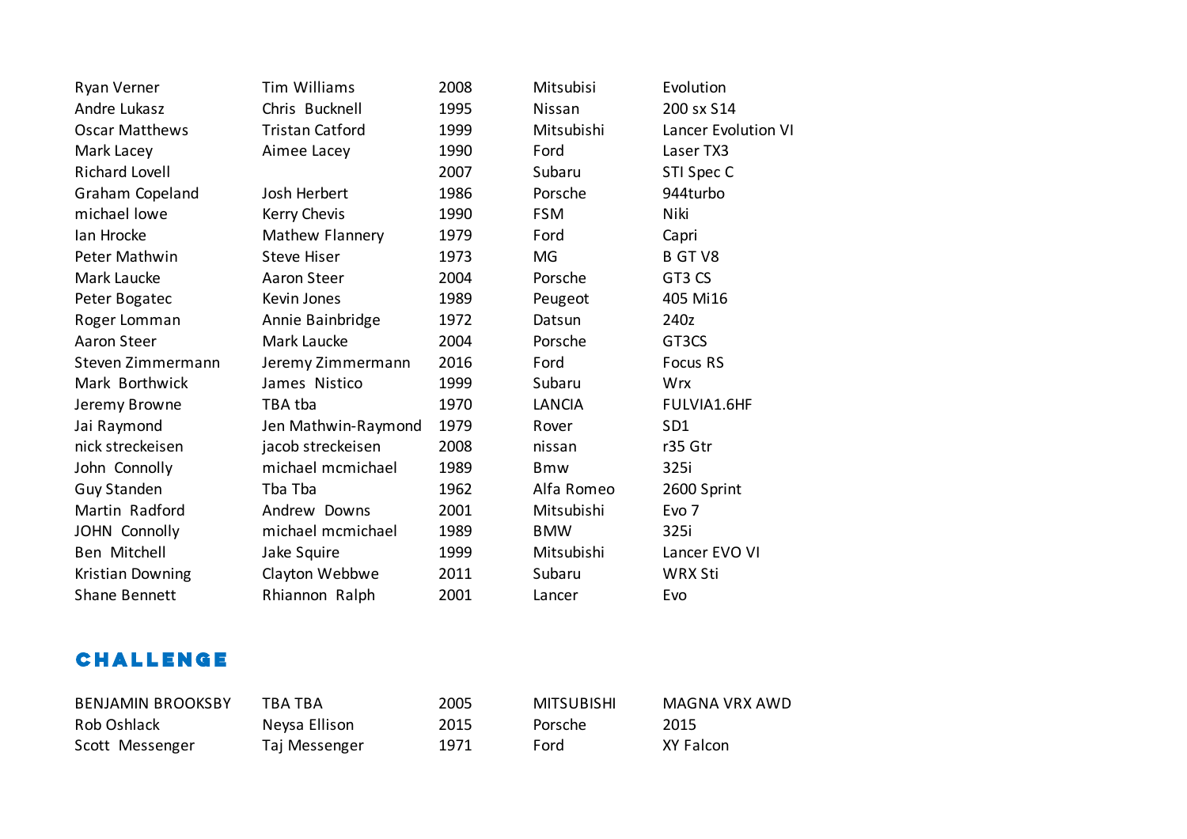| | | | | |
|---|---|---|---|---|
| Ryan Verner | Tim Williams | 2008 | Mitsubisi | Evolution |
| Andre Lukasz | Chris Bucknell | 1995 | Nissan | 200 sx S14 |
| Oscar Matthews | Tristan Catford | 1999 | Mitsubishi | Lancer Evolution VI |
| Mark Lacey | Aimee Lacey | 1990 | Ford | Laser TX3 |
| Richard Lovell | | 2007 | Subaru | STI Spec C |
| Graham Copeland | Josh Herbert | 1986 | Porsche | 944turbo |
| michael lowe | Kerry Chevis | 1990 | FSM | Niki |
| Ian Hrocke | Mathew Flannery | 1979 | Ford | Capri |
| Peter Mathwin | Steve Hiser | 1973 | MG | B GT V8 |
| Mark Laucke | Aaron Steer | 2004 | Porsche | GT3 CS |
| Peter Bogatec | Kevin Jones | 1989 | Peugeot | 405 Mi16 |
| Roger Lomman | Annie Bainbridge | 1972 | Datsun | 240z |
| Aaron Steer | Mark Laucke | 2004 | Porsche | GT3CS |
| Steven Zimmermann | Jeremy Zimmermann | 2016 | Ford | Focus RS |
| Mark Borthwick | James Nistico | 1999 | Subaru | Wrx |
| Jeremy Browne | TBA tba | 1970 | LANCIA | FULVIA1.6HF |
| Jai Raymond | Jen Mathwin-Raymond | 1979 | Rover | SD1 |
| nick streckeisen | jacob streckeisen | 2008 | nissan | r35 Gtr |
| John Connolly | michael mcmichael | 1989 | Bmw | 325i |
| Guy Standen | Tba Tba | 1962 | Alfa Romeo | 2600 Sprint |
| Martin Radford | Andrew Downs | 2001 | Mitsubishi | Evo 7 |
| JOHN Connolly | michael mcmichael | 1989 | BMW | 325i |
| Ben Mitchell | Jake Squire | 1999 | Mitsubishi | Lancer EVO VI |
| Kristian Downing | Clayton Webbwe | 2011 | Subaru | WRX Sti |
| Shane Bennett | Rhiannon Ralph | 2001 | Lancer | Evo |

## CHALLENGE

| | | | | |
|---|---|---|---|---|
| BENJAMIN BROOKSBY | TBA TBA | 2005 | MITSUBISHI | MAGNA VRX AWD |
| Rob Oshlack | Neysa Ellison | 2015 | Porsche | 2015 |
| Scott Messenger | Taj Messenger | 1971 | Ford | XY Falcon |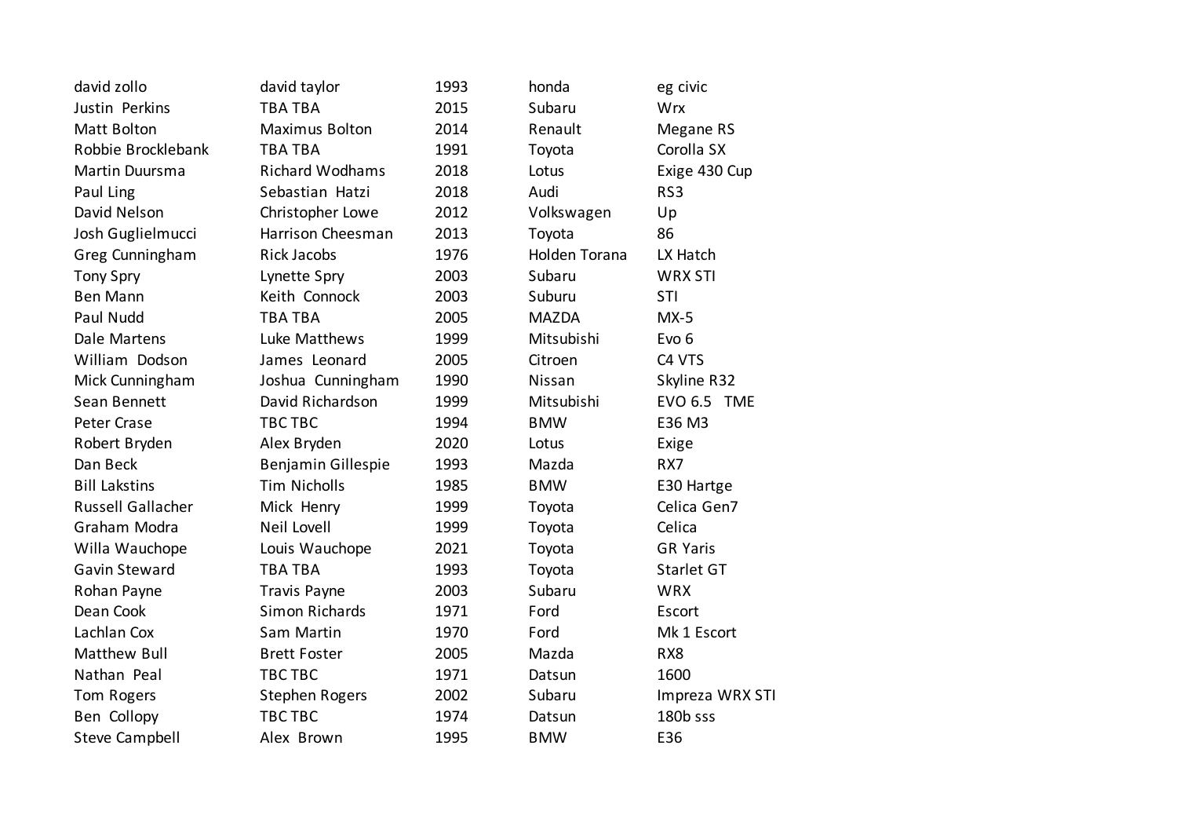| david zollo | david taylor | 1993 | honda | eg civic |
|---|---|---|---|---|
| Justin Perkins | TBA TBA | 2015 | Subaru | Wrx |
| Matt Bolton | Maximus Bolton | 2014 | Renault | Megane RS |
| Robbie Brocklebank | TBA TBA | 1991 | Toyota | Corolla SX |
| Martin Duursma | Richard Wodhams | 2018 | Lotus | Exige 430 Cup |
| Paul Ling | Sebastian Hatzi | 2018 | Audi | RS3 |
| David Nelson | Christopher Lowe | 2012 | Volkswagen | Up |
| Josh Guglielmucci | Harrison Cheesman | 2013 | Toyota | 86 |
| Greg Cunningham | Rick Jacobs | 1976 | Holden Torana | LX Hatch |
| Tony Spry | Lynette Spry | 2003 | Subaru | WRX STI |
| Ben Mann | Keith Connock | 2003 | Suburu | STI |
| Paul Nudd | TBA TBA | 2005 | MAZDA | MX-5 |
| Dale Martens | Luke Matthews | 1999 | Mitsubishi | Evo 6 |
| William Dodson | James Leonard | 2005 | Citroen | C4 VTS |
| Mick Cunningham | Joshua Cunningham | 1990 | Nissan | Skyline R32 |
| Sean Bennett | David Richardson | 1999 | Mitsubishi | EVO 6.5 TME |
| Peter Crase | TBC TBC | 1994 | BMW | E36 M3 |
| Robert Bryden | Alex Bryden | 2020 | Lotus | Exige |
| Dan Beck | Benjamin Gillespie | 1993 | Mazda | RX7 |
| Bill Lakstins | Tim Nicholls | 1985 | BMW | E30 Hartge |
| Russell Gallacher | Mick Henry | 1999 | Toyota | Celica Gen7 |
| Graham Modra | Neil Lovell | 1999 | Toyota | Celica |
| Willa Wauchope | Louis Wauchope | 2021 | Toyota | GR Yaris |
| Gavin Steward | TBA TBA | 1993 | Toyota | Starlet GT |
| Rohan Payne | Travis Payne | 2003 | Subaru | WRX |
| Dean Cook | Simon Richards | 1971 | Ford | Escort |
| Lachlan Cox | Sam Martin | 1970 | Ford | Mk 1 Escort |
| Matthew Bull | Brett Foster | 2005 | Mazda | RX8 |
| Nathan Peal | TBC TBC | 1971 | Datsun | 1600 |
| Tom Rogers | Stephen Rogers | 2002 | Subaru | Impreza WRX STI |
| Ben Collopy | TBC TBC | 1974 | Datsun | 180b sss |
| Steve Campbell | Alex Brown | 1995 | BMW | E36 |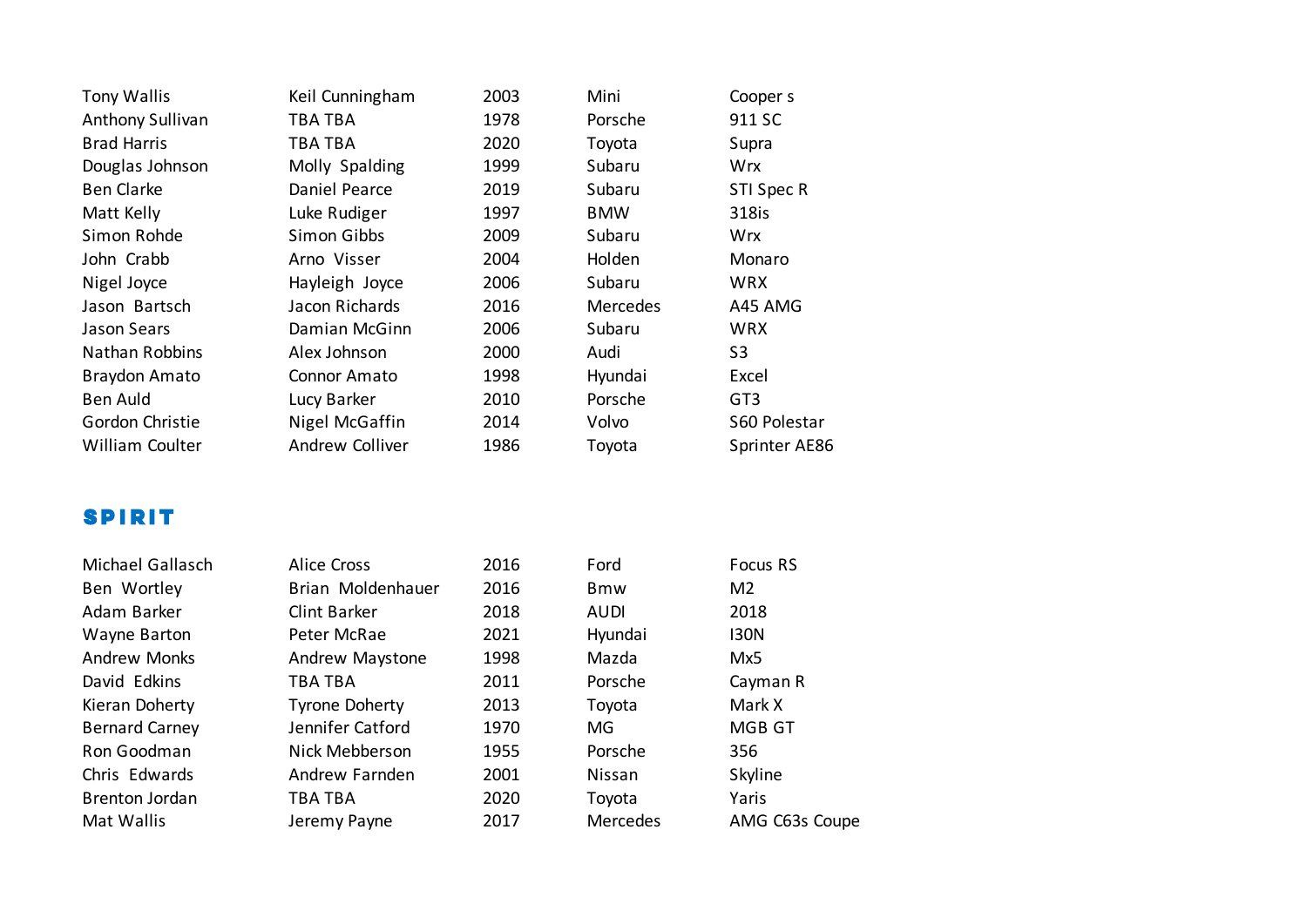| | | | | |
|---|---|---|---|---|
| Tony Wallis | Keil Cunningham | 2003 | Mini | Cooper s |
| Anthony Sullivan | TBA TBA | 1978 | Porsche | 911 SC |
| Brad Harris | TBA TBA | 2020 | Toyota | Supra |
| Douglas Johnson | Molly Spalding | 1999 | Subaru | Wrx |
| Ben Clarke | Daniel Pearce | 2019 | Subaru | STI Spec R |
| Matt Kelly | Luke Rudiger | 1997 | BMW | 318is |
| Simon Rohde | Simon Gibbs | 2009 | Subaru | Wrx |
| John Crabb | Arno Visser | 2004 | Holden | Monaro |
| Nigel Joyce | Hayleigh Joyce | 2006 | Subaru | WRX |
| Jason Bartsch | Jacon Richards | 2016 | Mercedes | A45 AMG |
| Jason Sears | Damian McGinn | 2006 | Subaru | WRX |
| Nathan Robbins | Alex Johnson | 2000 | Audi | S3 |
| Braydon Amato | Connor Amato | 1998 | Hyundai | Excel |
| Ben Auld | Lucy Barker | 2010 | Porsche | GT3 |
| Gordon Christie | Nigel McGaffin | 2014 | Volvo | S60 Polestar |
| William Coulter | Andrew Colliver | 1986 | Toyota | Sprinter AE86 |

## SPIRIT

| | | | | |
|---|---|---|---|---|
| Michael Gallasch | Alice Cross | 2016 | Ford | Focus RS |
| Ben Wortley | Brian Moldenhauer | 2016 | Bmw | M2 |
| Adam Barker | Clint Barker | 2018 | AUDI | 2018 |
| Wayne Barton | Peter McRae | 2021 | Hyundai | I30N |
| Andrew Monks | Andrew Maystone | 1998 | Mazda | Mx5 |
| David Edkins | TBA TBA | 2011 | Porsche | Cayman R |
| Kieran Doherty | Tyrone Doherty | 2013 | Toyota | Mark X |
| Bernard Carney | Jennifer Catford | 1970 | MG | MGB GT |
| Ron Goodman | Nick Mebberson | 1955 | Porsche | 356 |
| Chris Edwards | Andrew Farnden | 2001 | Nissan | Skyline |
| Brenton Jordan | TBA TBA | 2020 | Toyota | Yaris |
| Mat Wallis | Jeremy Payne | 2017 | Mercedes | AMG C63s Coupe |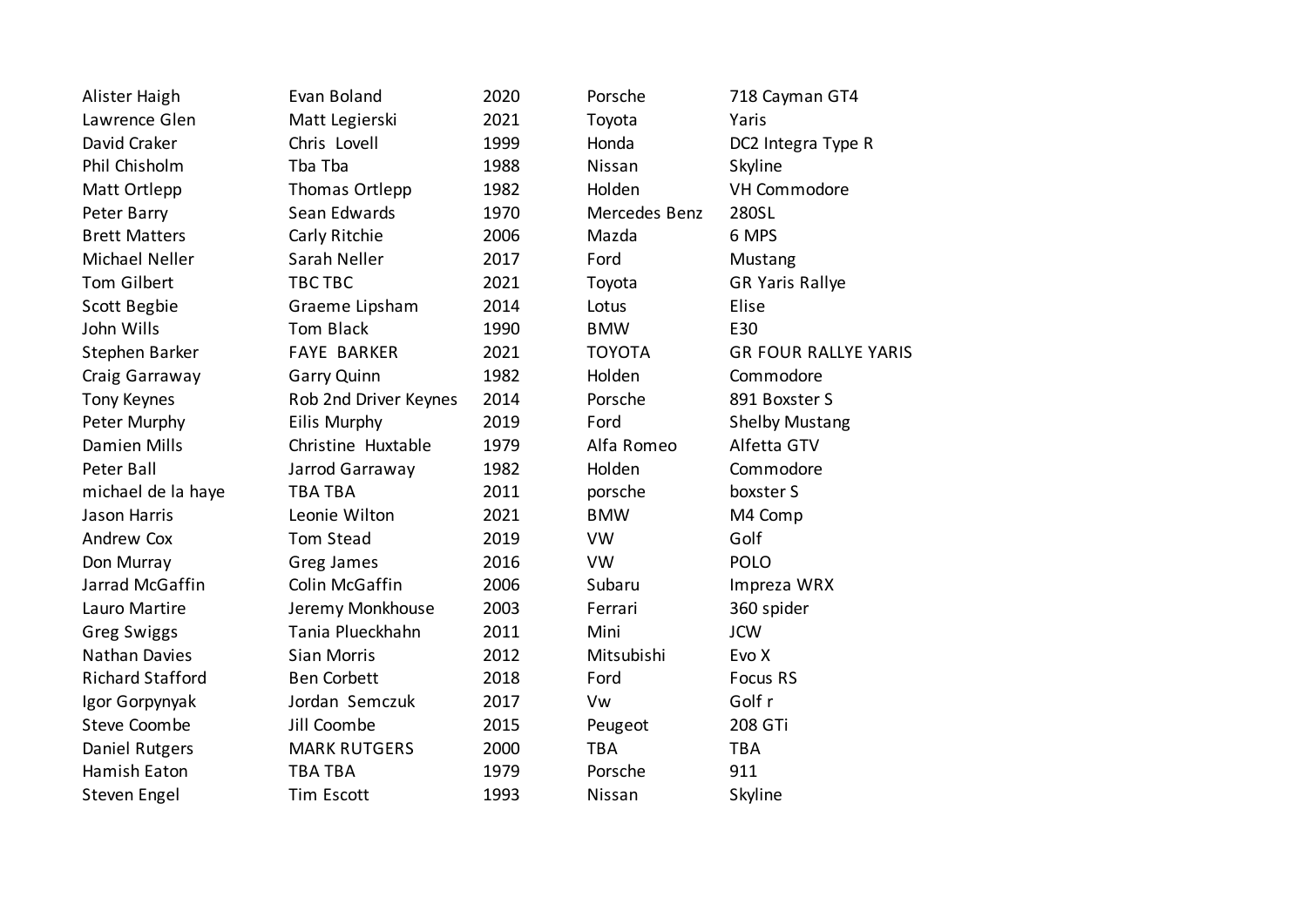| | | | | |
|---|---|---|---|---|
| Alister Haigh | Evan Boland | 2020 | Porsche | 718 Cayman GT4 |
| Lawrence Glen | Matt Legierski | 2021 | Toyota | Yaris |
| David Craker | Chris Lovell | 1999 | Honda | DC2 Integra Type R |
| Phil Chisholm | Tba Tba | 1988 | Nissan | Skyline |
| Matt Ortlepp | Thomas Ortlepp | 1982 | Holden | VH Commodore |
| Peter Barry | Sean Edwards | 1970 | Mercedes Benz | 280SL |
| Brett Matters | Carly Ritchie | 2006 | Mazda | 6 MPS |
| Michael Neller | Sarah Neller | 2017 | Ford | Mustang |
| Tom Gilbert | TBC TBC | 2021 | Toyota | GR Yaris Rallye |
| Scott Begbie | Graeme Lipsham | 2014 | Lotus | Elise |
| John Wills | Tom Black | 1990 | BMW | E30 |
| Stephen Barker | FAYE BARKER | 2021 | TOYOTA | GR FOUR RALLYE YARIS |
| Craig Garraway | Garry Quinn | 1982 | Holden | Commodore |
| Tony Keynes | Rob 2nd Driver Keynes | 2014 | Porsche | 891 Boxster S |
| Peter Murphy | Eilis Murphy | 2019 | Ford | Shelby Mustang |
| Damien Mills | Christine Huxtable | 1979 | Alfa Romeo | Alfetta GTV |
| Peter Ball | Jarrod Garraway | 1982 | Holden | Commodore |
| michael de la haye | TBA TBA | 2011 | porsche | boxster S |
| Jason Harris | Leonie Wilton | 2021 | BMW | M4 Comp |
| Andrew Cox | Tom Stead | 2019 | VW | Golf |
| Don Murray | Greg James | 2016 | VW | POLO |
| Jarrad McGaffin | Colin McGaffin | 2006 | Subaru | Impreza WRX |
| Lauro Martire | Jeremy Monkhouse | 2003 | Ferrari | 360 spider |
| Greg Swiggs | Tania Plueckhahn | 2011 | Mini | JCW |
| Nathan Davies | Sian Morris | 2012 | Mitsubishi | Evo X |
| Richard Stafford | Ben Corbett | 2018 | Ford | Focus RS |
| Igor Gorpynyak | Jordan Semczuk | 2017 | Vw | Golf r |
| Steve Coombe | Jill Coombe | 2015 | Peugeot | 208 GTi |
| Daniel Rutgers | MARK RUTGERS | 2000 | TBA | TBA |
| Hamish Eaton | TBA TBA | 1979 | Porsche | 911 |
| Steven Engel | Tim Escott | 1993 | Nissan | Skyline |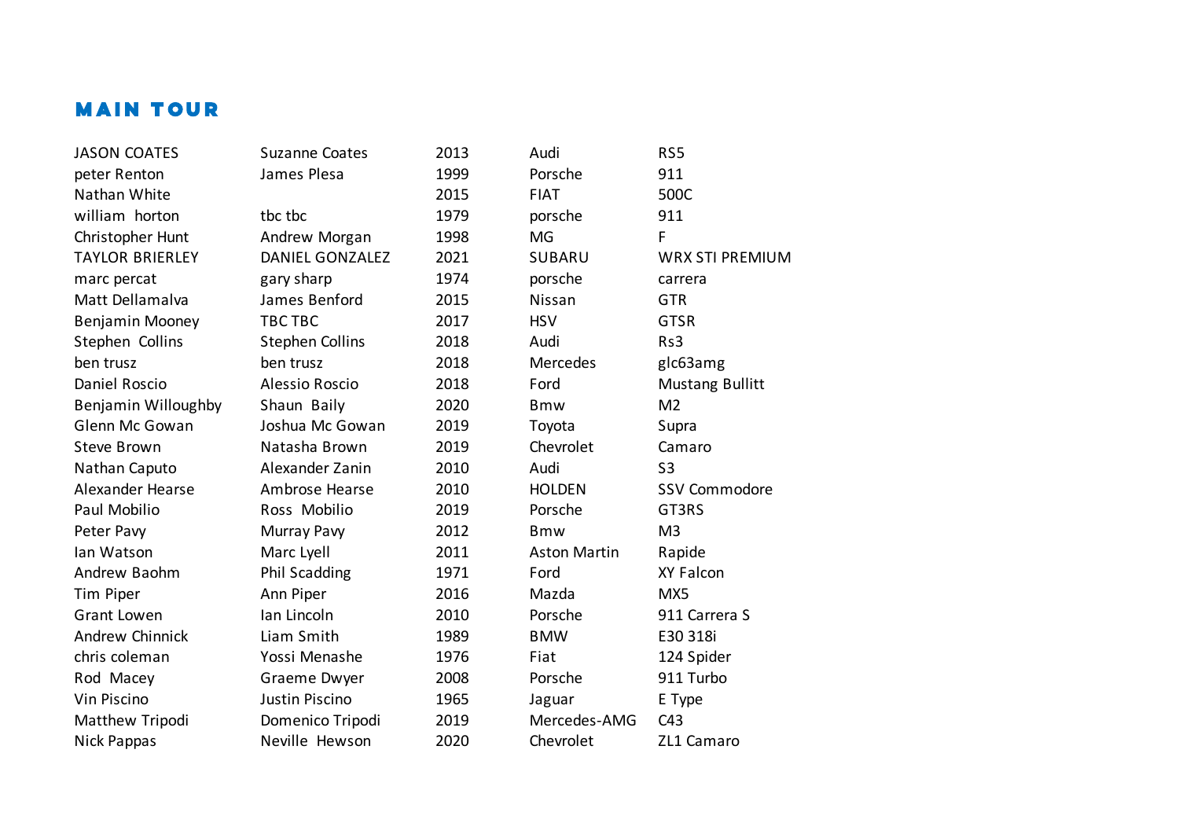## MAIN TOUR

| | | | | |
|---|---|---|---|---|
| JASON COATES | Suzanne Coates | 2013 | Audi | RS5 |
| peter Renton | James Plesa | 1999 | Porsche | 911 |
| Nathan White | | 2015 | FIAT | 500C |
| william horton | tbc tbc | 1979 | porsche | 911 |
| Christopher Hunt | Andrew Morgan | 1998 | MG | F |
| TAYLOR BRIERLEY | DANIEL GONZALEZ | 2021 | SUBARU | WRX STI PREMIUM |
| marc percat | gary sharp | 1974 | porsche | carrera |
| Matt Dellamalva | James Benford | 2015 | Nissan | GTR |
| Benjamin Mooney | TBC TBC | 2017 | HSV | GTSR |
| Stephen Collins | Stephen Collins | 2018 | Audi | Rs3 |
| ben trusz | ben trusz | 2018 | Mercedes | glc63amg |
| Daniel Roscio | Alessio Roscio | 2018 | Ford | Mustang Bullitt |
| Benjamin Willoughby | Shaun Baily | 2020 | Bmw | M2 |
| Glenn Mc Gowan | Joshua Mc Gowan | 2019 | Toyota | Supra |
| Steve Brown | Natasha Brown | 2019 | Chevrolet | Camaro |
| Nathan Caputo | Alexander Zanin | 2010 | Audi | S3 |
| Alexander Hearse | Ambrose Hearse | 2010 | HOLDEN | SSV Commodore |
| Paul Mobilio | Ross Mobilio | 2019 | Porsche | GT3RS |
| Peter Pavy | Murray Pavy | 2012 | Bmw | M3 |
| Ian Watson | Marc Lyell | 2011 | Aston Martin | Rapide |
| Andrew Baohm | Phil Scadding | 1971 | Ford | XY Falcon |
| Tim Piper | Ann Piper | 2016 | Mazda | MX5 |
| Grant Lowen | Ian Lincoln | 2010 | Porsche | 911 Carrera S |
| Andrew Chinnick | Liam Smith | 1989 | BMW | E30 318i |
| chris coleman | Yossi Menashe | 1976 | Fiat | 124 Spider |
| Rod Macey | Graeme Dwyer | 2008 | Porsche | 911 Turbo |
| Vin Piscino | Justin Piscino | 1965 | Jaguar | E Type |
| Matthew Tripodi | Domenico Tripodi | 2019 | Mercedes-AMG | C43 |
| Nick Pappas | Neville Hewson | 2020 | Chevrolet | ZL1 Camaro |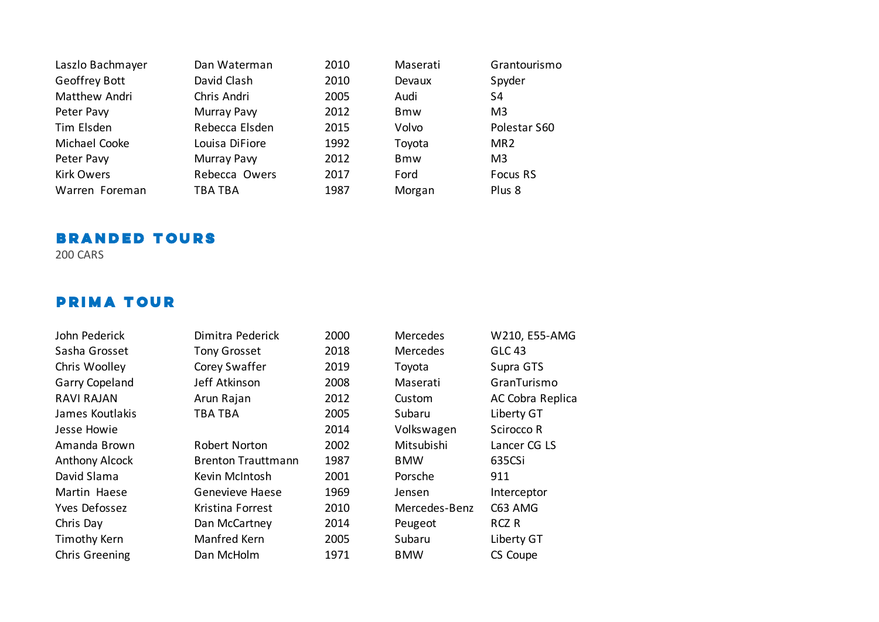| | | | | |
|---|---|---|---|---|
| Laszlo Bachmayer | Dan Waterman | 2010 | Maserati | Grantourismo |
| Geoffrey Bott | David Clash | 2010 | Devaux | Spyder |
| Matthew Andri | Chris Andri | 2005 | Audi | S4 |
| Peter Pavy | Murray Pavy | 2012 | Bmw | M3 |
| Tim Elsden | Rebecca Elsden | 2015 | Volvo | Polestar S60 |
| Michael Cooke | Louisa DiFiore | 1992 | Toyota | MR2 |
| Peter Pavy | Murray Pavy | 2012 | Bmw | M3 |
| Kirk Owers | Rebecca Owers | 2017 | Ford | Focus RS |
| Warren Foreman | TBA TBA | 1987 | Morgan | Plus 8 |

## BRANDED TOURS

200 CARS

## PRIMA TOUR

| | | | | |
|---|---|---|---|---|
| John Pederick | Dimitra Pederick | 2000 | Mercedes | W210, E55-AMG |
| Sasha Grosset | Tony Grosset | 2018 | Mercedes | GLC 43 |
| Chris Woolley | Corey Swaffer | 2019 | Toyota | Supra GTS |
| Garry Copeland | Jeff Atkinson | 2008 | Maserati | GranTurismo |
| RAVI RAJAN | Arun Rajan | 2012 | Custom | AC Cobra Replica |
| James Koutlakis | TBA TBA | 2005 | Subaru | Liberty GT |
| Jesse Howie | | 2014 | Volkswagen | Scirocco R |
| Amanda Brown | Robert Norton | 2002 | Mitsubishi | Lancer CG LS |
| Anthony Alcock | Brenton Trauttmann | 1987 | BMW | 635CSi |
| David Slama | Kevin McIntosh | 2001 | Porsche | 911 |
| Martin Haese | Genevieve Haese | 1969 | Jensen | Interceptor |
| Yves Defossez | Kristina Forrest | 2010 | Mercedes-Benz | C63 AMG |
| Chris Day | Dan McCartney | 2014 | Peugeot | RCZ R |
| Timothy Kern | Manfred Kern | 2005 | Subaru | Liberty GT |
| Chris Greening | Dan McHolm | 1971 | BMW | CS Coupe |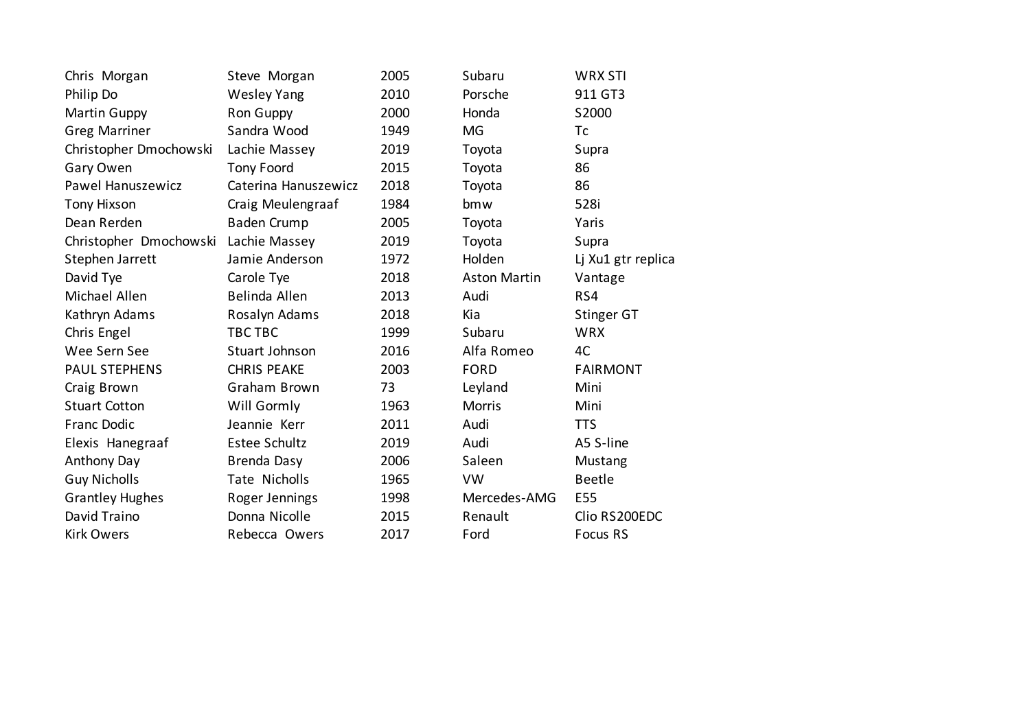| | | | | |
|---|---|---|---|---|
| Chris Morgan | Steve Morgan | 2005 | Subaru | WRX STI |
| Philip Do | Wesley Yang | 2010 | Porsche | 911 GT3 |
| Martin Guppy | Ron Guppy | 2000 | Honda | S2000 |
| Greg Marriner | Sandra Wood | 1949 | MG | Tc |
| Christopher Dmochowski | Lachie Massey | 2019 | Toyota | Supra |
| Gary Owen | Tony Foord | 2015 | Toyota | 86 |
| Pawel Hanuszewicz | Caterina Hanuszewicz | 2018 | Toyota | 86 |
| Tony Hixson | Craig Meulengraaf | 1984 | bmw | 528i |
| Dean Rerden | Baden Crump | 2005 | Toyota | Yaris |
| Christopher Dmochowski | Lachie Massey | 2019 | Toyota | Supra |
| Stephen Jarrett | Jamie Anderson | 1972 | Holden | Lj Xu1 gtr replica |
| David Tye | Carole Tye | 2018 | Aston Martin | Vantage |
| Michael Allen | Belinda Allen | 2013 | Audi | RS4 |
| Kathryn Adams | Rosalyn Adams | 2018 | Kia | Stinger GT |
| Chris Engel | TBC TBC | 1999 | Subaru | WRX |
| Wee Sern See | Stuart Johnson | 2016 | Alfa Romeo | 4C |
| PAUL STEPHENS | CHRIS PEAKE | 2003 | FORD | FAIRMONT |
| Craig Brown | Graham Brown | 73 | Leyland | Mini |
| Stuart Cotton | Will Gormly | 1963 | Morris | Mini |
| Franc Dodic | Jeannie Kerr | 2011 | Audi | TTS |
| Elexis Hanegraaf | Estee Schultz | 2019 | Audi | A5 S-line |
| Anthony Day | Brenda Dasy | 2006 | Saleen | Mustang |
| Guy Nicholls | Tate Nicholls | 1965 | VW | Beetle |
| Grantley Hughes | Roger Jennings | 1998 | Mercedes-AMG | E55 |
| David Traino | Donna Nicolle | 2015 | Renault | Clio RS200EDC |
| Kirk Owers | Rebecca Owers | 2017 | Ford | Focus RS |